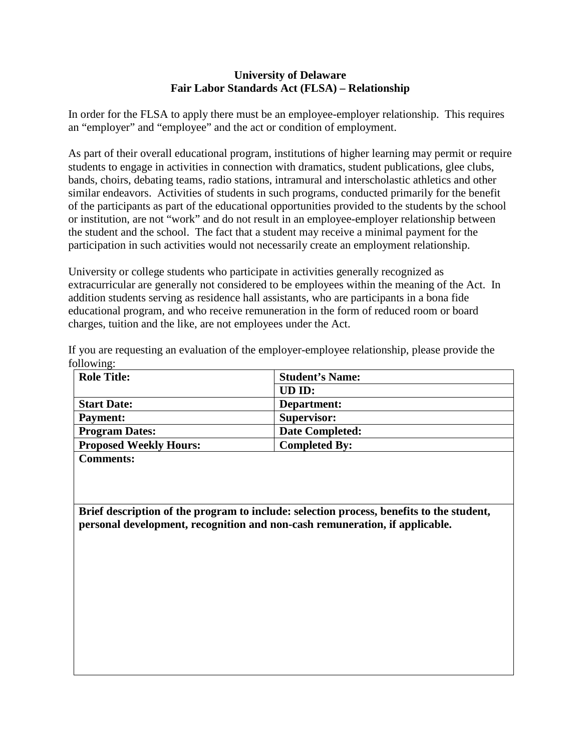**University of Delaware**
**Fair Labor Standards Act (FLSA) – Relationship**

In order for the FLSA to apply there must be an employee-employer relationship. This requires an "employer" and "employee" and the act or condition of employment.

As part of their overall educational program, institutions of higher learning may permit or require students to engage in activities in connection with dramatics, student publications, glee clubs, bands, choirs, debating teams, radio stations, intramural and interscholastic athletics and other similar endeavors. Activities of students in such programs, conducted primarily for the benefit of the participants as part of the educational opportunities provided to the students by the school or institution, are not "work" and do not result in an employee-employer relationship between the student and the school. The fact that a student may receive a minimal payment for the participation in such activities would not necessarily create an employment relationship.

University or college students who participate in activities generally recognized as extracurricular are generally not considered to be employees within the meaning of the Act. In addition students serving as residence hall assistants, who are participants in a bona fide educational program, and who receive remuneration in the form of reduced room or board charges, tuition and the like, are not employees under the Act.

If you are requesting an evaluation of the employer-employee relationship, please provide the following:

| **Role Title:** | **Student's Name:** |
|---|---|
| | **UD ID:** |
| **Start Date:** | **Department:** |
| **Payment:** | **Supervisor:** |
| **Program Dates:** | **Date Completed:** |
| **Proposed Weekly Hours:** | **Completed By:** |
| **Comments:** | |
| **Brief description of the program to include: selection process, benefits to the student, personal development, recognition and non-cash remuneration, if applicable.** | |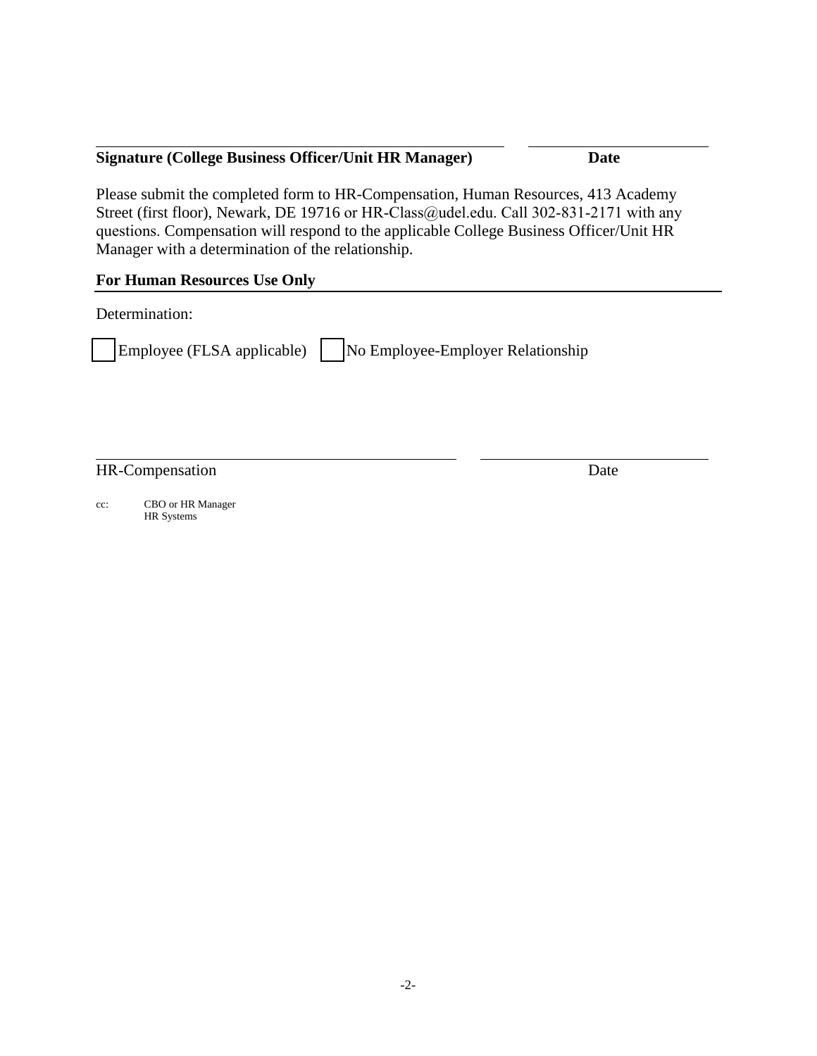______________________________________________ ______________________

**Signature (College Business Officer/Unit HR Manager)** **Date**

Please submit the completed form to HR-Compensation, Human Resources, 413 Academy Street (first floor), Newark, DE 19716 or HR-Class@udel.edu. Call 302-831-2171 with any questions. Compensation will respond to the applicable College Business Officer/Unit HR Manager with a determination of the relationship.

**For Human Resources Use Only**

Determination:

☐ Employee (FLSA applicable) ☐ No Employee-Employer Relationship

______________________________________________ ______________________

HR-Compensation Date

cc: CBO or HR Manager
HR Systems